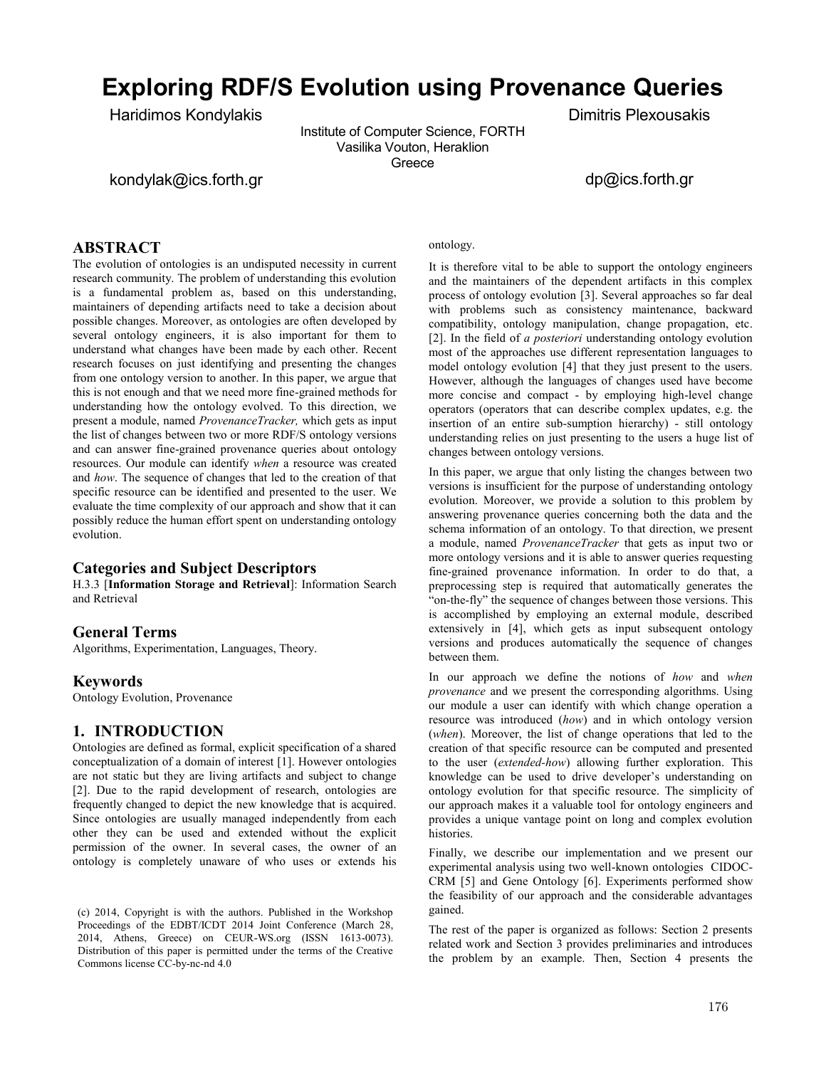# Exploring RDF/S Evolution using Provenance Queries

Haridimos Kondylakis
Dimitris Plexousakis

Institute of Computer Science, FORTH
Vasilika Vouton, Heraklion
Greece

kondylak@ics.forth.gr
dp@ics.forth.gr

## ABSTRACT

The evolution of ontologies is an undisputed necessity in current research community. The problem of understanding this evolution is a fundamental problem as, based on this understanding, maintainers of depending artifacts need to take a decision about possible changes. Moreover, as ontologies are often developed by several ontology engineers, it is also important for them to understand what changes have been made by each other. Recent research focuses on just identifying and presenting the changes from one ontology version to another. In this paper, we argue that this is not enough and that we need more fine-grained methods for understanding how the ontology evolved. To this direction, we present a module, named *ProvenanceTracker,* which gets as input the list of changes between two or more RDF/S ontology versions and can answer fine-grained provenance queries about ontology resources. Our module can identify *when* a resource was created and *how*. The sequence of changes that led to the creation of that specific resource can be identified and presented to the user. We evaluate the time complexity of our approach and show that it can possibly reduce the human effort spent on understanding ontology evolution.

### Categories and Subject Descriptors

H.3.3 [**Information Storage and Retrieval**]: Information Search and Retrieval

### General Terms

Algorithms, Experimentation, Languages, Theory.

### Keywords

Ontology Evolution, Provenance

## 1. INTRODUCTION

Ontologies are defined as formal, explicit specification of a shared conceptualization of a domain of interest [1]. However ontologies are not static but they are living artifacts and subject to change [2]. Due to the rapid development of research, ontologies are frequently changed to depict the new knowledge that is acquired. Since ontologies are usually managed independently from each other they can be used and extended without the explicit permission of the owner. In several cases, the owner of an ontology is completely unaware of who uses or extends his ontology.

(c) 2014, Copyright is with the authors. Published in the Workshop Proceedings of the EDBT/ICDT 2014 Joint Conference (March 28, 2014, Athens, Greece) on CEUR-WS.org (ISSN 1613-0073). Distribution of this paper is permitted under the terms of the Creative Commons license CC-by-nc-nd 4.0

It is therefore vital to be able to support the ontology engineers and the maintainers of the dependent artifacts in this complex process of ontology evolution [3]. Several approaches so far deal with problems such as consistency maintenance, backward compatibility, ontology manipulation, change propagation, etc. [2]. In the field of *a posteriori* understanding ontology evolution most of the approaches use different representation languages to model ontology evolution [4] that they just present to the users. However, although the languages of changes used have become more concise and compact - by employing high-level change operators (operators that can describe complex updates, e.g. the insertion of an entire sub-sumption hierarchy) - still ontology understanding relies on just presenting to the users a huge list of changes between ontology versions.

In this paper, we argue that only listing the changes between two versions is insufficient for the purpose of understanding ontology evolution. Moreover, we provide a solution to this problem by answering provenance queries concerning both the data and the schema information of an ontology. To that direction, we present a module, named *ProvenanceTracker* that gets as input two or more ontology versions and it is able to answer queries requesting fine-grained provenance information. In order to do that, a preprocessing step is required that automatically generates the "on-the-fly" the sequence of changes between those versions. This is accomplished by employing an external module, described extensively in [4], which gets as input subsequent ontology versions and produces automatically the sequence of changes between them.

In our approach we define the notions of *how* and *when provenance* and we present the corresponding algorithms. Using our module a user can identify with which change operation a resource was introduced (*how*) and in which ontology version (*when*). Moreover, the list of change operations that led to the creation of that specific resource can be computed and presented to the user (*extended-how*) allowing further exploration. This knowledge can be used to drive developer's understanding on ontology evolution for that specific resource. The simplicity of our approach makes it a valuable tool for ontology engineers and provides a unique vantage point on long and complex evolution histories.

Finally, we describe our implementation and we present our experimental analysis using two well-known ontologies CIDOC-CRM [5] and Gene Ontology [6]. Experiments performed show the feasibility of our approach and the considerable advantages gained.

The rest of the paper is organized as follows: Section 2 presents related work and Section 3 provides preliminaries and introduces the problem by an example. Then, Section 4 presents the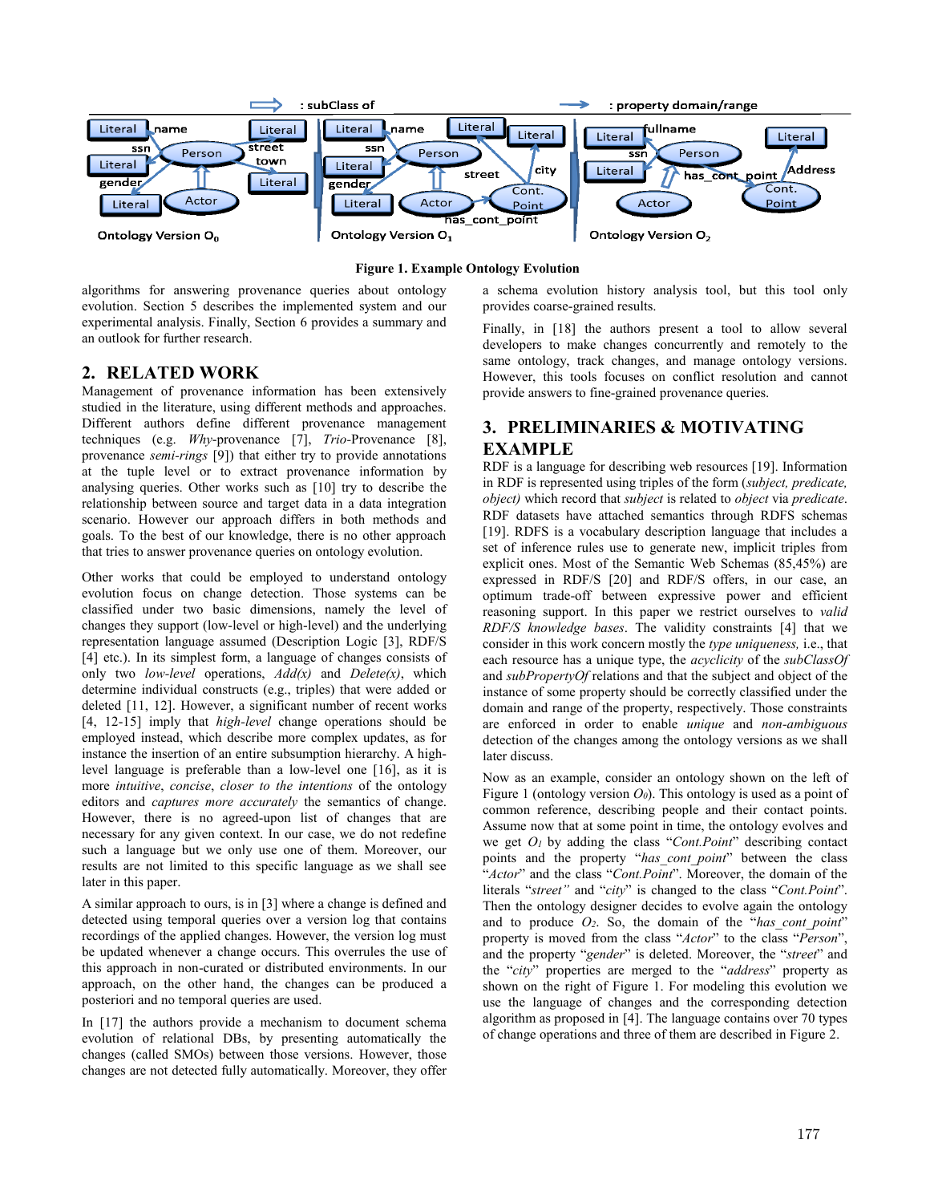**Figure 1. Example Ontology Evolution**

algorithms for answering provenance queries about ontology evolution. Section 5 describes the implemented system and our experimental analysis. Finally, Section 6 provides a summary and an outlook for further research.

## 2. RELATED WORK

Management of provenance information has been extensively studied in the literature, using different methods and approaches. Different authors define different provenance management techniques (e.g. *Why*-provenance [7], *Trio*-Provenance [8], provenance *semi-rings* [9]) that either try to provide annotations at the tuple level or to extract provenance information by analysing queries. Other works such as [10] try to describe the relationship between source and target data in a data integration scenario. However our approach differs in both methods and goals. To the best of our knowledge, there is no other approach that tries to answer provenance queries on ontology evolution.

Other works that could be employed to understand ontology evolution focus on change detection. Those systems can be classified under two basic dimensions, namely the level of changes they support (low-level or high-level) and the underlying representation language assumed (Description Logic [3], RDF/S [4] etc.). In its simplest form, a language of changes consists of only two *low-level* operations, *Add(x)* and *Delete(x)*, which determine individual constructs (e.g., triples) that were added or deleted [11, 12]. However, a significant number of recent works [4, 12-15] imply that *high-level* change operations should be employed instead, which describe more complex updates, as for instance the insertion of an entire subsumption hierarchy. A high-level language is preferable than a low-level one [16], as it is more *intuitive*, *concise*, *closer to the intentions* of the ontology editors and *captures more accurately* the semantics of change. However, there is no agreed-upon list of changes that are necessary for any given context. In our case, we do not redefine such a language but we only use one of them. Moreover, our results are not limited to this specific language as we shall see later in this paper.

A similar approach to ours, is in [3] where a change is defined and detected using temporal queries over a version log that contains recordings of the applied changes. However, the version log must be updated whenever a change occurs. This overrules the use of this approach in non-curated or distributed environments. In our approach, on the other hand, the changes can be produced a posteriori and no temporal queries are used.

In [17] the authors provide a mechanism to document schema evolution of relational DBs, by presenting automatically the changes (called SMOs) between those versions. However, those changes are not detected fully automatically. Moreover, they offer a schema evolution history analysis tool, but this tool only provides coarse-grained results.

Finally, in [18] the authors present a tool to allow several developers to make changes concurrently and remotely to the same ontology, track changes, and manage ontology versions. However, this tools focuses on conflict resolution and cannot provide answers to fine-grained provenance queries.

## 3. PRELIMINARIES & MOTIVATING EXAMPLE

RDF is a language for describing web resources [19]. Information in RDF is represented using triples of the form (*subject, predicate, object)* which record that *subject* is related to *object* via *predicate*. RDF datasets have attached semantics through RDFS schemas [19]. RDFS is a vocabulary description language that includes a set of inference rules use to generate new, implicit triples from explicit ones. Most of the Semantic Web Schemas (85,45%) are expressed in RDF/S [20] and RDF/S offers, in our case, an optimum trade-off between expressive power and efficient reasoning support. In this paper we restrict ourselves to *valid RDF/S knowledge bases*. The validity constraints [4] that we consider in this work concern mostly the *type uniqueness,* i.e., that each resource has a unique type, the *acyclicity* of the *subClassOf* and *subPropertyOf* relations and that the subject and object of the instance of some property should be correctly classified under the domain and range of the property, respectively. Those constraints are enforced in order to enable *unique* and *non-ambiguous* detection of the changes among the ontology versions as we shall later discuss.

Now as an example, consider an ontology shown on the left of Figure 1 (ontology version $O_0$). This ontology is used as a point of common reference, describing people and their contact points. Assume now that at some point in time, the ontology evolves and we get $O_1$ by adding the class "*Cont.Point*" describing contact points and the property "*has_cont_point*" between the class "*Actor*" and the class "*Cont.Point*". Moreover, the domain of the literals "*street"* and "*city*" is changed to the class "*Cont.Point*". Then the ontology designer decides to evolve again the ontology and to produce $O_2$. So, the domain of the "*has_cont_point*" property is moved from the class "*Actor*" to the class "*Person*", and the property "*gender*" is deleted. Moreover, the "*street*" and the "*city*" properties are merged to the "*address*" property as shown on the right of Figure 1. For modeling this evolution we use the language of changes and the corresponding detection algorithm as proposed in [4]. The language contains over 70 types of change operations and three of them are described in Figure 2.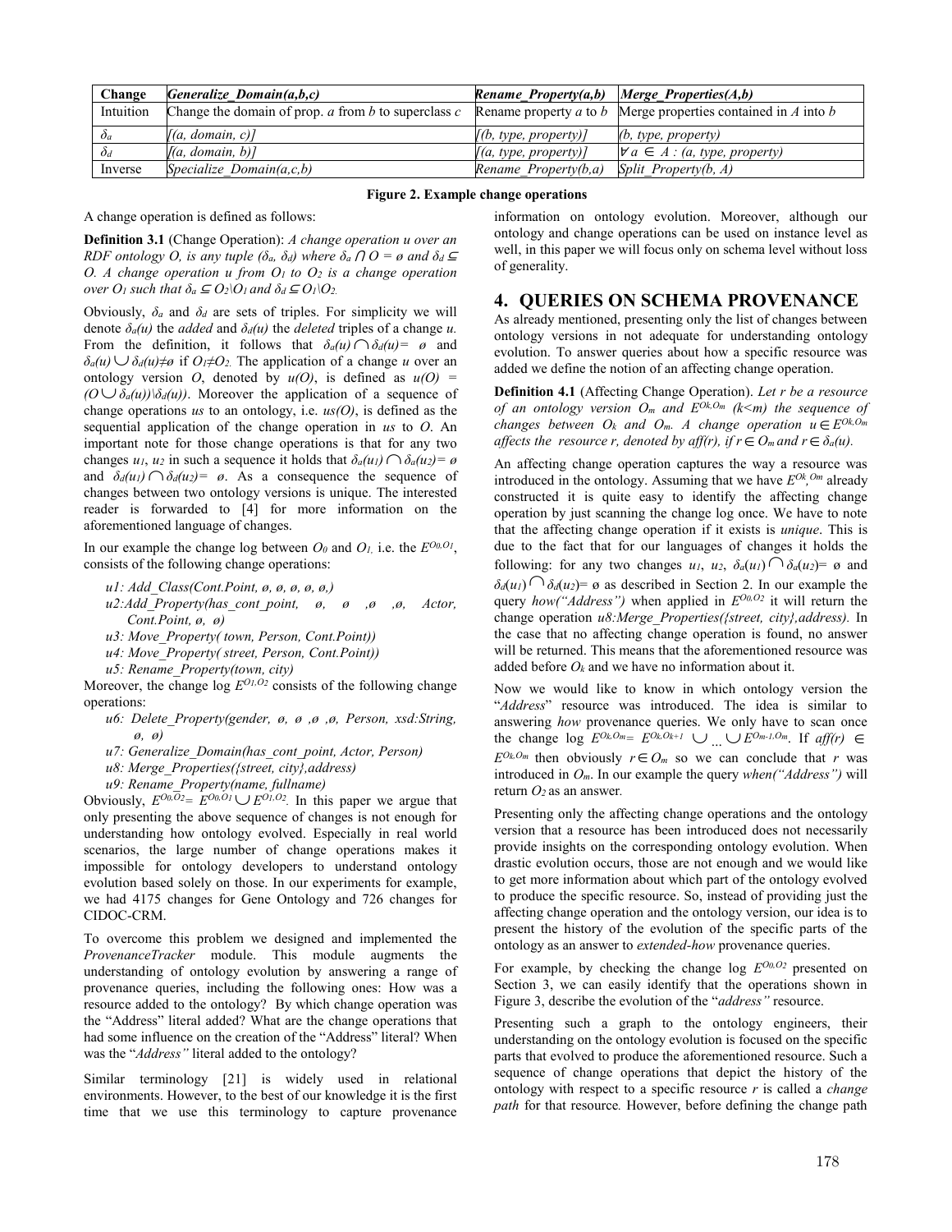| Change | *Generalize_Domain(a,b,c)* | *Rename_Property(a,b)* | *Merge_Properties(A,b)* |
|---|---|---|---|
| Intuition | Change the domain of prop. *a* from *b* to superclass *c* | Rename property *a* to *b* | Merge properties contained in *A* into *b* |
| $\delta_a$ | *[(a, domain, c)]* | *[(b, type, property)]* | *(b, type, property)* |
| $\delta_d$ | *[(a, domain, b)]* | *[(a, type, property)]* | $\forall$ *a* $\in$ *A : (a, type, property)* |
| Inverse | *Specialize_Domain(a,c,b)* | *Rename_Property(b,a)* | *Split_Property(b, A)* |

**Figure 2. Example change operations**

A change operation is defined as follows:

**Definition 3.1** (Change Operation): *A change operation u over an RDF ontology O, is any tuple ($\delta_a$, $\delta_d$) where $\delta_a \cap O = ø$ and $\delta_d \subseteq O$. A change operation u from $O_1$ to $O_2$ is a change operation over $O_1$ such that $\delta_a \subseteq O_2 \setminus O_1$ and $\delta_d \subseteq O_1 \setminus O_2$.*

Obviously, $\delta_a$ and $\delta_d$ are sets of triples. For simplicity we will denote $\delta_a(u)$ the *added* and $\delta_d(u)$ the *deleted* triples of a change *u*. From the definition, it follows that $\delta_a(u) \cap \delta_d(u) = ø$ and $\delta_a(u) \cup \delta_d(u) \neq ø$ if $O_1 \neq O_2$. The application of a change *u* over an ontology version *O*, denoted by *u(O)*, is defined as $u(O) = (O \cup \delta_a(u)) \setminus \delta_d(u))$. Moreover the application of a sequence of change operations *us* to an ontology, i.e. *us(O)*, is defined as the sequential application of the change operation in *us* to *O*. An important note for those change operations is that for any two changes $u_1$, $u_2$ in such a sequence it holds that $\delta_a(u_1) \cap \delta_a(u_2) = ø$ and $\delta_d(u_1) \cap \delta_d(u_2) = ø$. As a consequence the sequence of changes between two ontology versions is unique. The interested reader is forwarded to [4] for more information on the aforementioned language of changes.

In our example the change log between $O_0$ and $O_1$, i.e. the $E^{O_0,O_1}$, consists of the following change operations:

- *u1: Add_Class(Cont.Point, ø, ø, ø, ø, ø,)*
- *u2:Add_Property(has_cont_point, ø, ø ,ø ,ø, Actor, Cont.Point, ø, ø)*
- *u3: Move_Property( town, Person, Cont.Point))*
- *u4: Move_Property( street, Person, Cont.Point))*
- *u5: Rename_Property(town, city)*

Moreover, the change log $E^{O_1,O_2}$ consists of the following change operations:

- *u6: Delete_Property(gender, ø, ø ,ø ,ø, Person, xsd:String, ø, ø)*
- *u7: Generalize_Domain(has_cont_point, Actor, Person)*
- *u8: Merge_Properties({street, city},address)*
- *u9: Rename_Property(name, fullname)*

Obviously, $E^{O_0,O_2} = E^{O_0,O_1} \cup E^{O_1,O_2}$. In this paper we argue that only presenting the above sequence of changes is not enough for understanding how ontology evolved. Especially in real world scenarios, the large number of change operations makes it impossible for ontology developers to understand ontology evolution based solely on those. In our experiments for example, we had 4175 changes for Gene Ontology and 726 changes for CIDOC-CRM.

To overcome this problem we designed and implemented the *ProvenanceTracker* module. This module augments the understanding of ontology evolution by answering a range of provenance queries, including the following ones: How was a resource added to the ontology? By which change operation was the "Address" literal added? What are the change operations that had some influence on the creation of the "Address" literal? When was the "*Address"* literal added to the ontology?

Similar terminology [21] is widely used in relational environments. However, to the best of our knowledge it is the first time that we use this terminology to capture provenance information on ontology evolution. Moreover, although our ontology and change operations can be used on instance level as well, in this paper we will focus only on schema level without loss of generality.

## 4. QUERIES ON SCHEMA PROVENANCE

As already mentioned, presenting only the list of changes between ontology versions in not adequate for understanding ontology evolution. To answer queries about how a specific resource was added we define the notion of an affecting change operation.

**Definition 4.1** (Affecting Change Operation). *Let r be a resource of an ontology version $O_m$ and $E^{O_k,O_m}$ (k<m) the sequence of changes between $O_k$ and $O_m$. A change operation $u \in E^{O_k,O_m}$ affects the resource r, denoted by aff(r), if $r \in O_m$ and $r \in \delta_a(u)$.*

An affecting change operation captures the way a resource was introduced in the ontology. Assuming that we have $E^{O_k,O_m}$ already constructed it is quite easy to identify the affecting change operation by just scanning the change log once. We have to note that the affecting change operation if it exists is *unique*. This is due to the fact that for our languages of changes it holds the following: for any two changes $u_1$, $u_2$, $\delta_a(u_1) \cap \delta_a(u_2) = ø$ and $\delta_d(u_1) \cap \delta_d(u_2) = ø$ as described in Section 2. In our example the query *how("Address")* when applied in $E^{O_0,O_2}$ it will return the change operation *u8:Merge_Properties({street, city},address).* In the case that no affecting change operation is found, no answer will be returned. This means that the aforementioned resource was added before $O_k$ and we have no information about it.

Now we would like to know in which ontology version the "*Address*" resource was introduced. The idea is similar to answering *how* provenance queries. We only have to scan once the change log $E^{O_k,O_m} = E^{O_k,O_{k+1}} \cup ... \cup E^{O_{m-1},O_m}$. If $aff(r) \in E^{O_k,O_m}$ then obviously $r \in O_m$ so we can conclude that *r* was introduced in $O_m$. In our example the query *when("Address")* will return $O_2$ as an answer.

Presenting only the affecting change operations and the ontology version that a resource has been introduced does not necessarily provide insights on the corresponding ontology evolution. When drastic evolution occurs, those are not enough and we would like to get more information about which part of the ontology evolved to produce the specific resource. So, instead of providing just the affecting change operation and the ontology version, our idea is to present the history of the evolution of the specific parts of the ontology as an answer to *extended-how* provenance queries.

For example, by checking the change log $E^{O_0,O_2}$ presented on Section 3, we can easily identify that the operations shown in Figure 3, describe the evolution of the "*address"* resource.

Presenting such a graph to the ontology engineers, their understanding on the ontology evolution is focused on the specific parts that evolved to produce the aforementioned resource. Such a sequence of change operations that depict the history of the ontology with respect to a specific resource *r* is called a *change path* for that resource*.* However, before defining the change path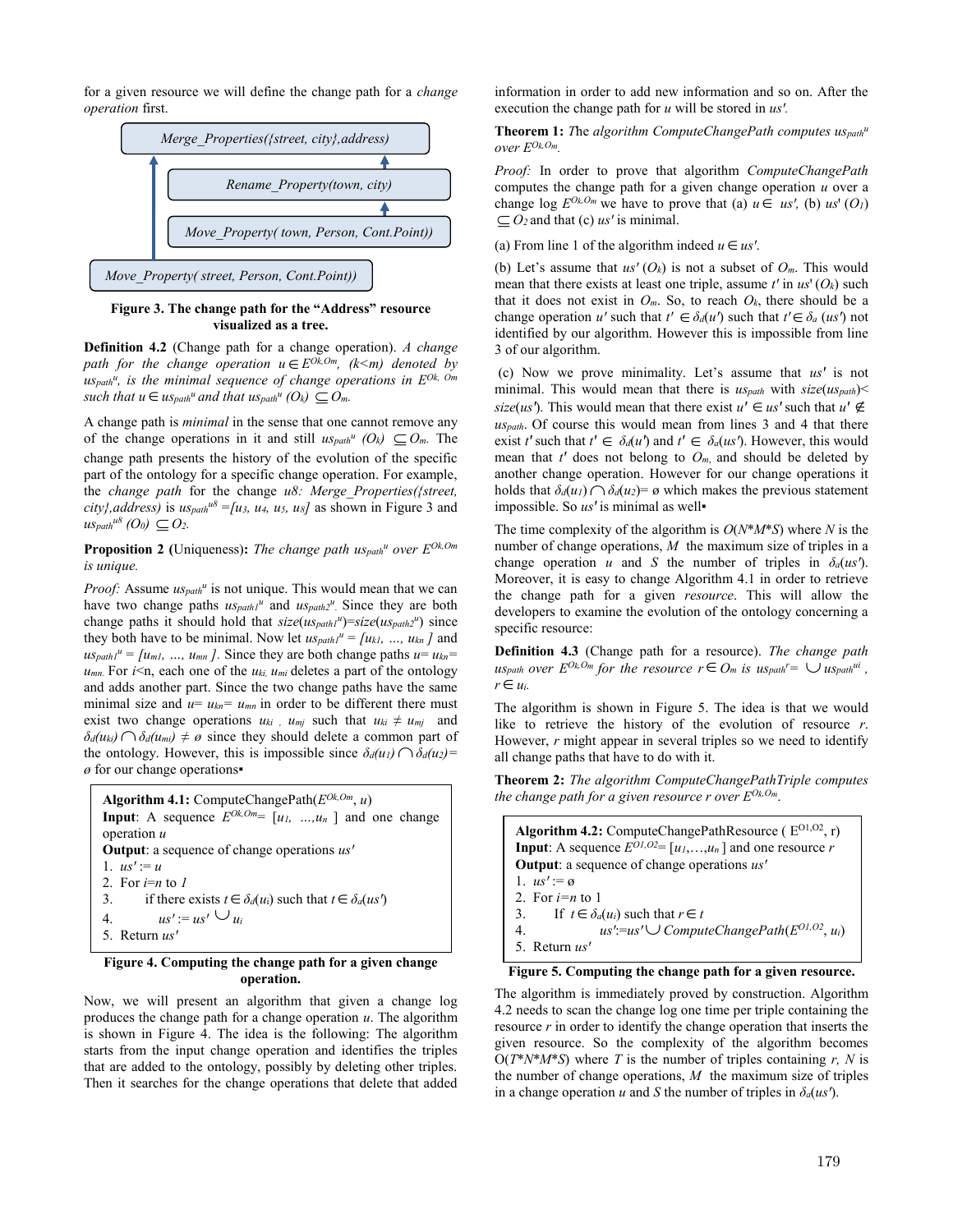for a given resource we will define the change path for a *change operation* first.

Merge_Properties({street, city},address)

Rename_Property(town, city)

Move_Property( town, Person, Cont.Point))

Move_Property( street, Person, Cont.Point))

**Figure 3. The change path for the "Address" resource visualized as a tree.**

**Definition 4.2** (Change path for a change operation). *A change path for the change operation $u \in E^{Ok,Om}$, (k<m) denoted by $us_{path}^{u}$, is the minimal sequence of change operations in $E^{Ok,\ Om}$ such that $u \in us_{path}^{u}$ and that $us_{path}^{u}\ (O_k) \subseteq O_m$.*

A change path is *minimal* in the sense that one cannot remove any of the change operations in it and still $us_{path}^{u}\ (O_k) \subseteq O_m$. The change path presents the history of the evolution of the specific part of the ontology for a specific change operation. For example, the *change path* for the change *u8: Merge_Properties({street, city},address)* is $us_{path}^{u8} = [u_3, u_4, u_5, u_8]$ as shown in Figure 3 and $us_{path}^{u8}\ (O_0) \subseteq O_2$.

**Proposition 2 (**Uniqueness**):** *The change path $us_{path}^{u}$ over $E^{Ok,Om}$ is unique.*

*Proof:* Assume $us_{path}^{u}$ is not unique. This would mean that we can have two change paths $us_{path1}^{u}$ and $us_{path2}^{u}$. Since they are both change paths it should hold that $size(us_{path1}^{u})=size(us_{path2}^{u})$ since they both have to be minimal. Now let $us_{path1}^{u} = [u_{k1}, \ldots, u_{kn}]$ and $us_{path1}^{u} = [u_{m1}, \ldots, u_{mn}]$. Since they are both change paths $u= u_{kn}= u_{mn}$. For $i$<n, each one of the $u_{ki,}\ u_{mi}$ deletes a part of the ontology and adds another part. Since the two change paths have the same minimal size and $u= u_{kn}= u_{mn}$ in order to be different there must exist two change operations $u_{ki}$ , $u_{mj}$ such that $u_{ki} \neq u_{mj}$ and $\delta_d(u_{ki}) \cap \delta_d(u_{mi}) \neq \emptyset$ since they should delete a common part of the ontology. However, this is impossible since $\delta_d(u_1) \cap \delta_d(u_2)= \emptyset$ for our change operations▪

**Algorithm 4.1:** ComputeChangePath($E^{Ok,Om}$, $u$)
**Input**: A sequence $E^{Ok,Om}= [u_1, \ldots, u_n]$ and one change operation $u$
**Output**: a sequence of change operations $us'$
1. $us' := u$
2. For $i$=$n$ to $1$
3. if there exists $t \in \delta_d(u_i)$ such that $t \in \delta_a(us')$
4. $us' := us' \cup u_i$
5. Return $us'$

**Figure 4. Computing the change path for a given change operation.**

Now, we will present an algorithm that given a change log produces the change path for a change operation $u$. The algorithm is shown in Figure 4. The idea is the following: The algorithm starts from the input change operation and identifies the triples that are added to the ontology, possibly by deleting other triples. Then it searches for the change operations that delete that added information in order to add new information and so on. After the execution the change path for $u$ will be stored in $us'$.

**Theorem 1:** *The algorithm ComputeChangePath computes $us_{path}^{u}$ over $E^{Ok,Om}$.*

*Proof:* In order to prove that algorithm *ComputeChangePath* computes the change path for a given change operation $u$ over a change log $E^{Ok,Om}$ we have to prove that (a) $u \in us'$, (b) $us'(O_1) \subseteq O_2$ and that (c) $us'$ is minimal.

(a) From line 1 of the algorithm indeed $u \in us'$.

(b) Let's assume that $us'(O_k)$ is not a subset of $O_m$. This would mean that there exists at least one triple, assume $t'$ in $us'(O_k)$ such that it does not exist in $O_m$. So, to reach $O_k$, there should be a change operation $u'$ such that $t' \in \delta_d(u')$ such that $t' \in \delta_a(us')$ not identified by our algorithm. However this is impossible from line 3 of our algorithm.

(c) Now we prove minimality. Let's assume that $us'$ is not minimal. This would mean that there is $us_{path}$ with $size(us_{path}) < size(us')$. This would mean that there exist $u' \in us'$ such that $u' \notin us_{path}$. Of course this would mean from lines 3 and 4 that there exist $t'$ such that $t' \in \delta_d(u')$ and $t' \in \delta_a(us')$. However, this would mean that $t'$ does not belong to $O_m$, and should be deleted by another change operation. However for our change operations it holds that $\delta_d(u_1) \cap \delta_d(u_2)= \emptyset$ which makes the previous statement impossible. So $us'$ is minimal as well▪

The time complexity of the algorithm is $O(N{*}M{*}S)$ where $N$ is the number of change operations, $M$ the maximum size of triples in a change operation $u$ and $S$ the number of triples in $\delta_a(us')$. Moreover, it is easy to change Algorithm 4.1 in order to retrieve the change path for a given *resource*. This will allow the developers to examine the evolution of the ontology concerning a specific resource:

**Definition 4.3** (Change path for a resource). *The change path $us_{path}$ over $E^{Ok,Om}$ for the resource $r \in O_m$ is $us_{path}^{r} = \cup\, us_{path}^{ui}$, $r \in u_i$.*

The algorithm is shown in Figure 5. The idea is that we would like to retrieve the history of the evolution of resource $r$. However, $r$ might appear in several triples so we need to identify all change paths that have to do with it.

**Theorem 2:** *The algorithm ComputeChangePathTriple computes the change path for a given resource r over $E^{Ok,Om}$.*

**Algorithm 4.2:** ComputeChangePathResource ( $E^{O1,O2}$, r)
**Input**: A sequence $E^{O1,O2}= [u_1,\ldots,u_n]$ and one resource $r$
**Output**: a sequence of change operations $us'$
1. $us' := \emptyset$
2. For $i$=$n$ to 1
3. If $t \in \delta_a(u_i)$ such that $r \in t$
4. $us' := us' \cup$ *ComputeChangePath*($E^{O1,O2}$, $u_i$)
5. Return $us'$

**Figure 5. Computing the change path for a given resource.**

The algorithm is immediately proved by construction. Algorithm 4.2 needs to scan the change log one time per triple containing the resource $r$ in order to identify the change operation that inserts the given resource. So the complexity of the algorithm becomes $O(T{*}N{*}M{*}S)$ where $T$ is the number of triples containing $r$, $N$ is the number of change operations, $M$ the maximum size of triples in a change operation $u$ and $S$ the number of triples in $\delta_a(us')$.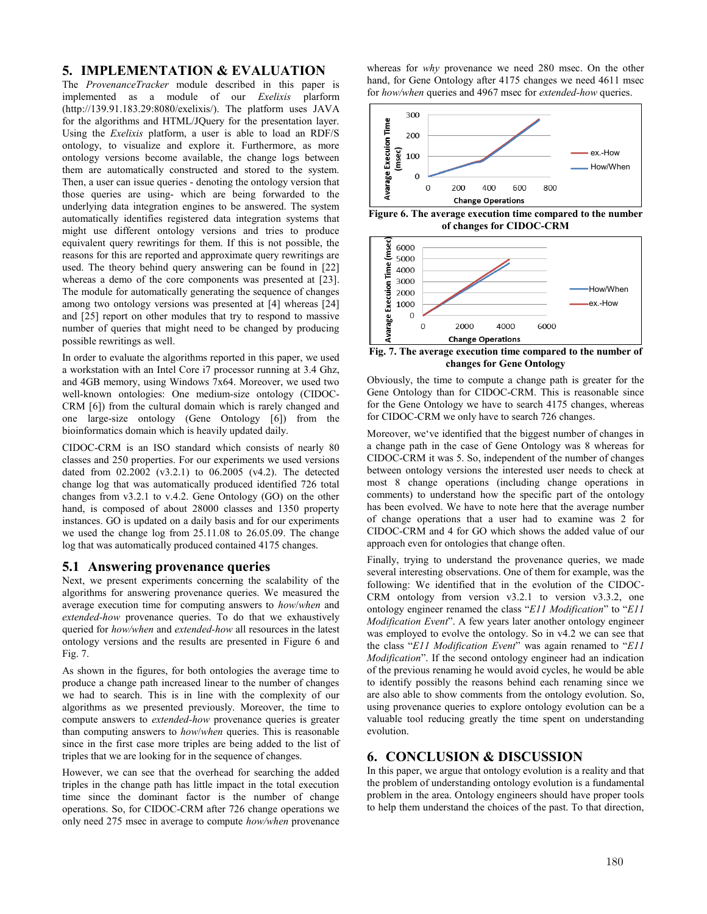## 5. IMPLEMENTATION & EVALUATION

The *ProvenanceTracker* module described in this paper is implemented as a module of our *Exelixis* parform (http://139.91.183.29:8080/exelixis/). The platform uses JAVA for the algorithms and HTML/JQuery for the presentation layer. Using the *Exelixis* platform, a user is able to load an RDF/S ontology, to visualize and explore it. Furthermore, as more ontology versions become available, the change logs between them are automatically constructed and stored to the system. Then, a user can issue queries - denoting the ontology version that those queries are using- which are being forwarded to the underlying data integration engines to be answered. The system automatically identifies registered data integration systems that might use different ontology versions and tries to produce equivalent query rewritings for them. If this is not possible, the reasons for this are reported and approximate query rewritings are used. The theory behind query answering can be found in [22] whereas a demo of the core components was presented at [23]. The module for automatically generating the sequence of changes among two ontology versions was presented at [4] whereas [24] and [25] report on other modules that try to respond to massive number of queries that might need to be changed by producing possible rewritings as well.

In order to evaluate the algorithms reported in this paper, we used a workstation with an Intel Core i7 processor running at 3.4 Ghz, and 4GB memory, using Windows 7x64. Moreover, we used two well-known ontologies: One medium-size ontology (CIDOC-CRM [6]) from the cultural domain which is rarely changed and one large-size ontology (Gene Ontology [6]) from the bioinformatics domain which is heavily updated daily.

CIDOC-CRM is an ISO standard which consists of nearly 80 classes and 250 properties. For our experiments we used versions dated from 02.2002 (v3.2.1) to 06.2005 (v4.2). The detected change log that was automatically produced identified 726 total changes from v3.2.1 to v.4.2. Gene Ontology (GO) on the other hand, is composed of about 28000 classes and 1350 property instances. GO is updated on a daily basis and for our experiments we used the change log from 25.11.08 to 26.05.09. The change log that was automatically produced contained 4175 changes.

### 5.1 Answering provenance queries

Next, we present experiments concerning the scalability of the algorithms for answering provenance queries. We measured the average execution time for computing answers to *how*/*when* and *extended-how* provenance queries. To do that we exhaustively queried for *how/when* and *extended-how* all resources in the latest ontology versions and the results are presented in Figure 6 and Fig. 7.

As shown in the figures, for both ontologies the average time to produce a change path increased linear to the number of changes we had to search. This is in line with the complexity of our algorithms as we presented previously. Moreover, the time to compute answers to *extended-how* provenance queries is greater than computing answers to *how*/*when* queries. This is reasonable since in the first case more triples are being added to the list of triples that we are looking for in the sequence of changes.

However, we can see that the overhead for searching the added triples in the change path has little impact in the total execution time since the dominant factor is the number of change operations. So, for CIDOC-CRM after 726 change operations we only need 275 msec in average to compute *how/when* provenance whereas for *why* provenance we need 280 msec. On the other hand, for Gene Ontology after 4175 changes we need 4611 msec for *how/when* queries and 4967 msec for *extended-how* queries.

**Figure 6. The average execution time compared to the number of changes for CIDOC-CRM**

**Fig. 7. The average execution time compared to the number of changes for Gene Ontology**

Obviously, the time to compute a change path is greater for the Gene Ontology than for CIDOC-CRM. This is reasonable since for the Gene Ontology we have to search 4175 changes, whereas for CIDOC-CRM we only have to search 726 changes.

Moreover, we've identified that the biggest number of changes in a change path in the case of Gene Ontology was 8 whereas for CIDOC-CRM it was 5. So, independent of the number of changes between ontology versions the interested user needs to check at most 8 change operations (including change operations in comments) to understand how the specific part of the ontology has been evolved. We have to note here that the average number of change operations that a user had to examine was 2 for CIDOC-CRM and 4 for GO which shows the added value of our approach even for ontologies that change often.

Finally, trying to understand the provenance queries, we made several interesting observations. One of them for example, was the following: We identified that in the evolution of the CIDOC-CRM ontology from version v3.2.1 to version v3.3.2, one ontology engineer renamed the class "*E11 Modification*" to "*E11 Modification Event*". A few years later another ontology engineer was employed to evolve the ontology. So in v4.2 we can see that the class "*E11 Modification Event*" was again renamed to "*E11 Modification*". If the second ontology engineer had an indication of the previous renaming he would avoid cycles, he would be able to identify possibly the reasons behind each renaming since we are also able to show comments from the ontology evolution. So, using provenance queries to explore ontology evolution can be a valuable tool reducing greatly the time spent on understanding evolution.

## 6. CONCLUSION & DISCUSSION

In this paper, we argue that ontology evolution is a reality and that the problem of understanding ontology evolution is a fundamental problem in the area. Ontology engineers should have proper tools to help them understand the choices of the past. To that direction,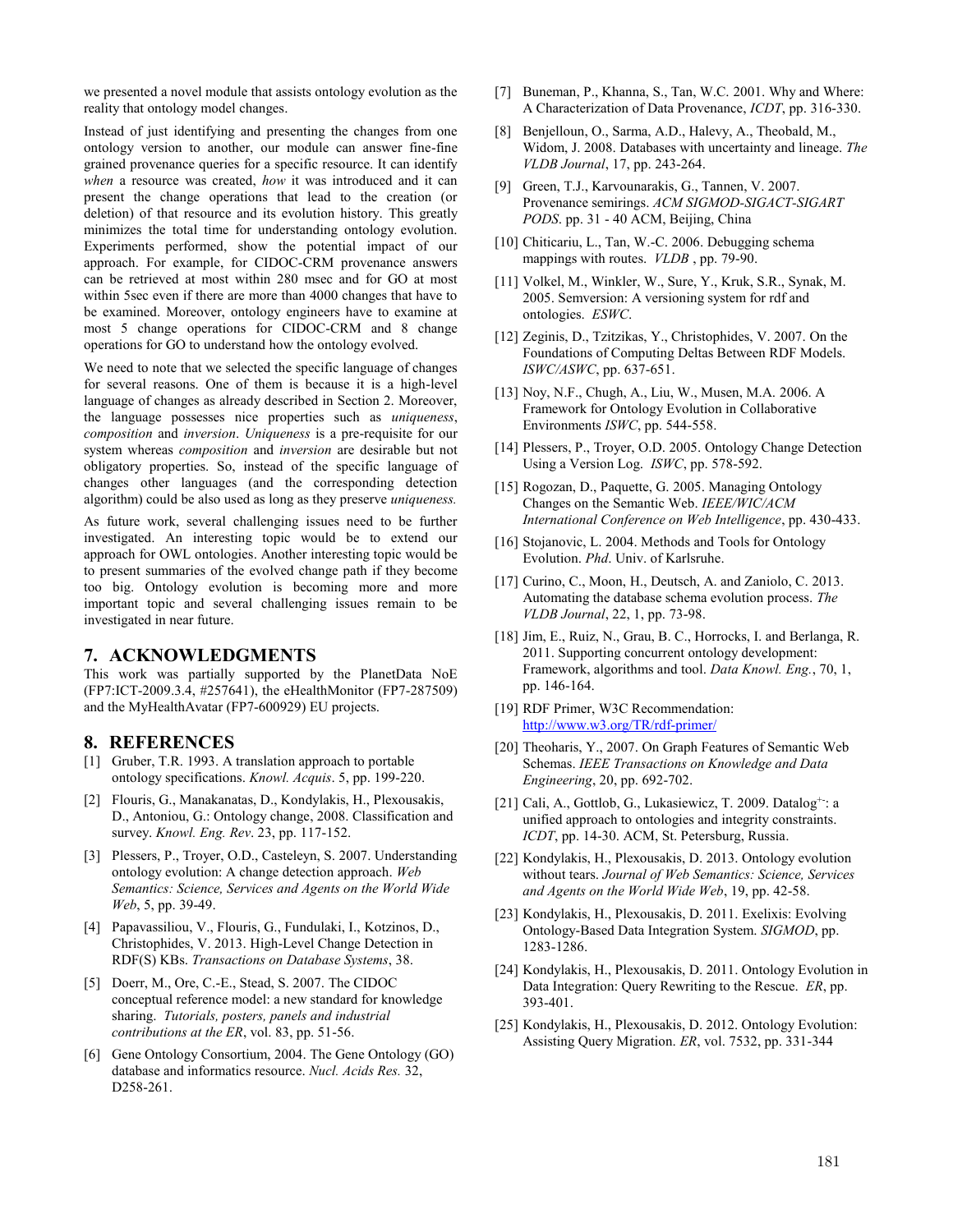we presented a novel module that assists ontology evolution as the reality that ontology model changes.

Instead of just identifying and presenting the changes from one ontology version to another, our module can answer fine-fine grained provenance queries for a specific resource. It can identify *when* a resource was created, *how* it was introduced and it can present the change operations that lead to the creation (or deletion) of that resource and its evolution history. This greatly minimizes the total time for understanding ontology evolution. Experiments performed, show the potential impact of our approach. For example, for CIDOC-CRM provenance answers can be retrieved at most within 280 msec and for GO at most within 5sec even if there are more than 4000 changes that have to be examined. Moreover, ontology engineers have to examine at most 5 change operations for CIDOC-CRM and 8 change operations for GO to understand how the ontology evolved.

We need to note that we selected the specific language of changes for several reasons. One of them is because it is a high-level language of changes as already described in Section 2. Moreover, the language possesses nice properties such as *uniqueness*, *composition* and *inversion*. *Uniqueness* is a pre-requisite for our system whereas *composition* and *inversion* are desirable but not obligatory properties. So, instead of the specific language of changes other languages (and the corresponding detection algorithm) could be also used as long as they preserve *uniqueness.*

As future work, several challenging issues need to be further investigated. An interesting topic would be to extend our approach for OWL ontologies. Another interesting topic would be to present summaries of the evolved change path if they become too big. Ontology evolution is becoming more and more important topic and several challenging issues remain to be investigated in near future.

## 7. ACKNOWLEDGMENTS

This work was partially supported by the PlanetData NoE (FP7:ICT-2009.3.4, #257641), the eHealthMonitor (FP7-287509) and the MyHealthAvatar (FP7-600929) EU projects.

## 8. REFERENCES

[1] Gruber, T.R. 1993. A translation approach to portable ontology specifications. *Knowl. Acquis*. 5, pp. 199-220.

[2] Flouris, G., Manakanatas, D., Kondylakis, H., Plexousakis, D., Antoniou, G.: Ontology change, 2008. Classification and survey. *Knowl. Eng. Rev*. 23, pp. 117-152.

[3] Plessers, P., Troyer, O.D., Casteleyn, S. 2007. Understanding ontology evolution: A change detection approach. *Web Semantics: Science, Services and Agents on the World Wide Web*, 5, pp. 39-49.

[4] Papavassiliou, V., Flouris, G., Fundulaki, I., Kotzinos, D., Christophides, V. 2013. High-Level Change Detection in RDF(S) KBs. *Transactions on Database Systems*, 38.

[5] Doerr, M., Ore, C.-E., Stead, S. 2007. The CIDOC conceptual reference model: a new standard for knowledge sharing. *Tutorials, posters, panels and industrial contributions at the ER*, vol. 83, pp. 51-56.

[6] Gene Ontology Consortium, 2004. The Gene Ontology (GO) database and informatics resource. *Nucl. Acids Res.* 32, D258-261.

[7] Buneman, P., Khanna, S., Tan, W.C. 2001. Why and Where: A Characterization of Data Provenance, *ICDT*, pp. 316-330.

[8] Benjelloun, O., Sarma, A.D., Halevy, A., Theobald, M., Widom, J. 2008. Databases with uncertainty and lineage. *The VLDB Journal*, 17, pp. 243-264.

[9] Green, T.J., Karvounarakis, G., Tannen, V. 2007. Provenance semirings. *ACM SIGMOD-SIGACT-SIGART PODS*. pp. 31 - 40 ACM, Beijing, China

[10] Chiticariu, L., Tan, W.-C. 2006. Debugging schema mappings with routes. *VLDB* , pp. 79-90.

[11] Volkel, M., Winkler, W., Sure, Y., Kruk, S.R., Synak, M. 2005. Semversion: A versioning system for rdf and ontologies. *ESWC*.

[12] Zeginis, D., Tzitzikas, Y., Christophides, V. 2007. On the Foundations of Computing Deltas Between RDF Models. *ISWC/ASWC*, pp. 637-651.

[13] Noy, N.F., Chugh, A., Liu, W., Musen, M.A. 2006. A Framework for Ontology Evolution in Collaborative Environments *ISWC*, pp. 544-558.

[14] Plessers, P., Troyer, O.D. 2005. Ontology Change Detection Using a Version Log. *ISWC*, pp. 578-592.

[15] Rogozan, D., Paquette, G. 2005. Managing Ontology Changes on the Semantic Web. *IEEE/WIC/ACM International Conference on Web Intelligence*, pp. 430-433.

[16] Stojanovic, L. 2004. Methods and Tools for Ontology Evolution. *Phd*. Univ. of Karlsruhe.

[17] Curino, C., Moon, H., Deutsch, A. and Zaniolo, C. 2013. Automating the database schema evolution process. *The VLDB Journal*, 22, 1, pp. 73-98.

[18] Jim, E., Ruiz, N., Grau, B. C., Horrocks, I. and Berlanga, R. 2011. Supporting concurrent ontology development: Framework, algorithms and tool. *Data Knowl. Eng.*, 70, 1, pp. 146-164.

[19] RDF Primer, W3C Recommendation: http://www.w3.org/TR/rdf-primer/

[20] Theoharis, Y., 2007. On Graph Features of Semantic Web Schemas. *IEEE Transactions on Knowledge and Data Engineering*, 20, pp. 692-702.

[21] Cali, A., Gottlob, G., Lukasiewicz, T. 2009. Datalog$^{+-}$: a unified approach to ontologies and integrity constraints. *ICDT*, pp. 14-30. ACM, St. Petersburg, Russia.

[22] Kondylakis, H., Plexousakis, D. 2013. Ontology evolution without tears. *Journal of Web Semantics: Science, Services and Agents on the World Wide Web*, 19, pp. 42-58.

[23] Kondylakis, H., Plexousakis, D. 2011. Exelixis: Evolving Ontology-Based Data Integration System. *SIGMOD*, pp. 1283-1286.

[24] Kondylakis, H., Plexousakis, D. 2011. Ontology Evolution in Data Integration: Query Rewriting to the Rescue. *ER*, pp. 393-401.

[25] Kondylakis, H., Plexousakis, D. 2012. Ontology Evolution: Assisting Query Migration. *ER*, vol. 7532, pp. 331-344